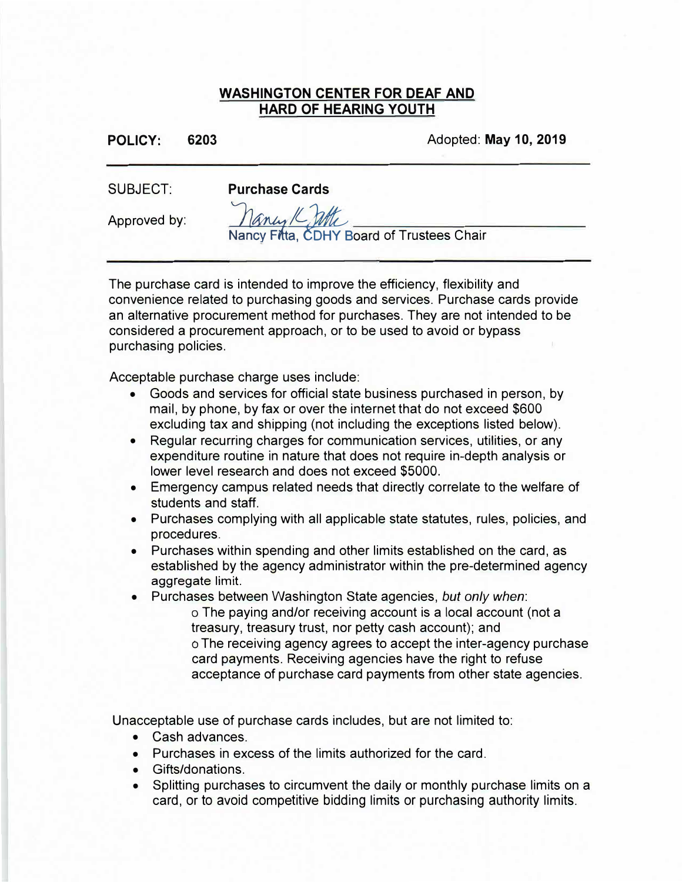# WASHINGTON CENTER FOR DEAF AND HARD OF HEARING YOUTH

**POLICY: 6203** Adopted: **May 10, 2019**

---

SUBJECT: **Purchase Cards**

Approved by: Nancy K. Fitta
Nancy Fitta, CDHY Board of Trustees Chair

---

The purchase card is intended to improve the efficiency, flexibility and convenience related to purchasing goods and services. Purchase cards provide an alternative procurement method for purchases. They are not intended to be considered a procurement approach, or to be used to avoid or bypass purchasing policies.

Acceptable purchase charge uses include:

- Goods and services for official state business purchased in person, by mail, by phone, by fax or over the internet that do not exceed $600 excluding tax and shipping (not including the exceptions listed below).
- Regular recurring charges for communication services, utilities, or any expenditure routine in nature that does not require in-depth analysis or lower level research and does not exceed $5000.
- Emergency campus related needs that directly correlate to the welfare of students and staff.
- Purchases complying with all applicable state statutes, rules, policies, and procedures.
- Purchases within spending and other limits established on the card, as established by the agency administrator within the pre-determined agency aggregate limit.
- Purchases between Washington State agencies, *but only when*:
  - The paying and/or receiving account is a local account (not a treasury, treasury trust, nor petty cash account); and
  - The receiving agency agrees to accept the inter-agency purchase card payments. Receiving agencies have the right to refuse acceptance of purchase card payments from other state agencies.

Unacceptable use of purchase cards includes, but are not limited to:

- Cash advances.
- Purchases in excess of the limits authorized for the card.
- Gifts/donations.
- Splitting purchases to circumvent the daily or monthly purchase limits on a card, or to avoid competitive bidding limits or purchasing authority limits.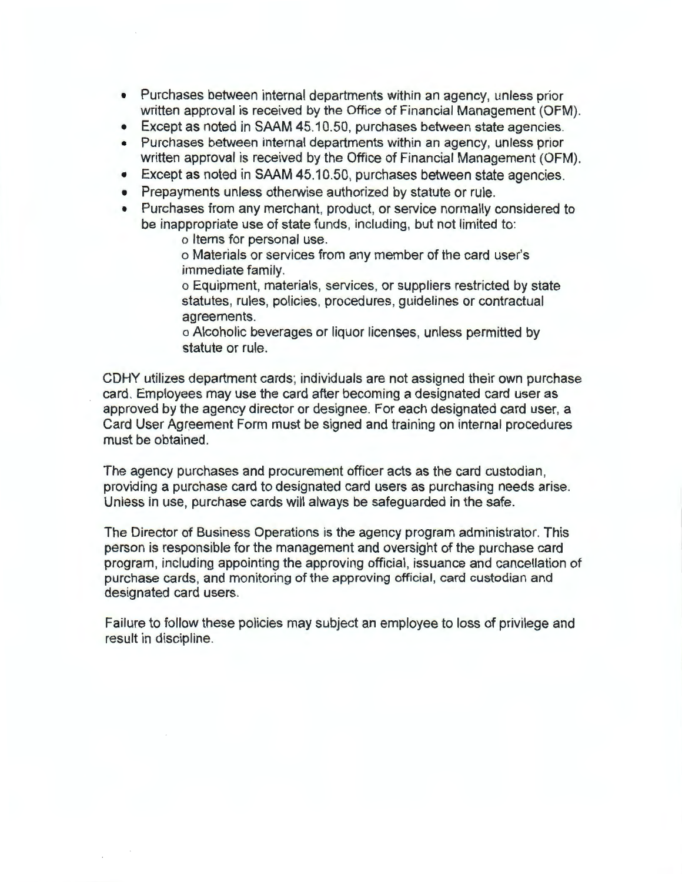- Purchases between internal departments within an agency, unless prior written approval is received by the Office of Financial Management (OFM).
- Except as noted in SAAM 45.10.50, purchases between state agencies.
- Purchases between internal departments within an agency, unless prior written approval is received by the Office of Financial Management (OFM).
- Except as noted in SAAM 45.10.50, purchases between state agencies.
- Prepayments unless otherwise authorized by statute or rule.
- Purchases from any merchant, product, or service normally considered to be inappropriate use of state funds, including, but not limited to:
  - Items for personal use.
  - Materials or services from any member of the card user's immediate family.
  - Equipment, materials, services, or suppliers restricted by state statutes, rules, policies, procedures, guidelines or contractual agreements.
  - Alcoholic beverages or liquor licenses, unless permitted by statute or rule.

CDHY utilizes department cards; individuals are not assigned their own purchase card. Employees may use the card after becoming a designated card user as approved by the agency director or designee. For each designated card user, a Card User Agreement Form must be signed and training on internal procedures must be obtained.

The agency purchases and procurement officer acts as the card custodian, providing a purchase card to designated card users as purchasing needs arise. Unless in use, purchase cards will always be safeguarded in the safe.

The Director of Business Operations is the agency program administrator. This person is responsible for the management and oversight of the purchase card program, including appointing the approving official, issuance and cancellation of purchase cards, and monitoring of the approving official, card custodian and designated card users.

Failure to follow these policies may subject an employee to loss of privilege and result in discipline.